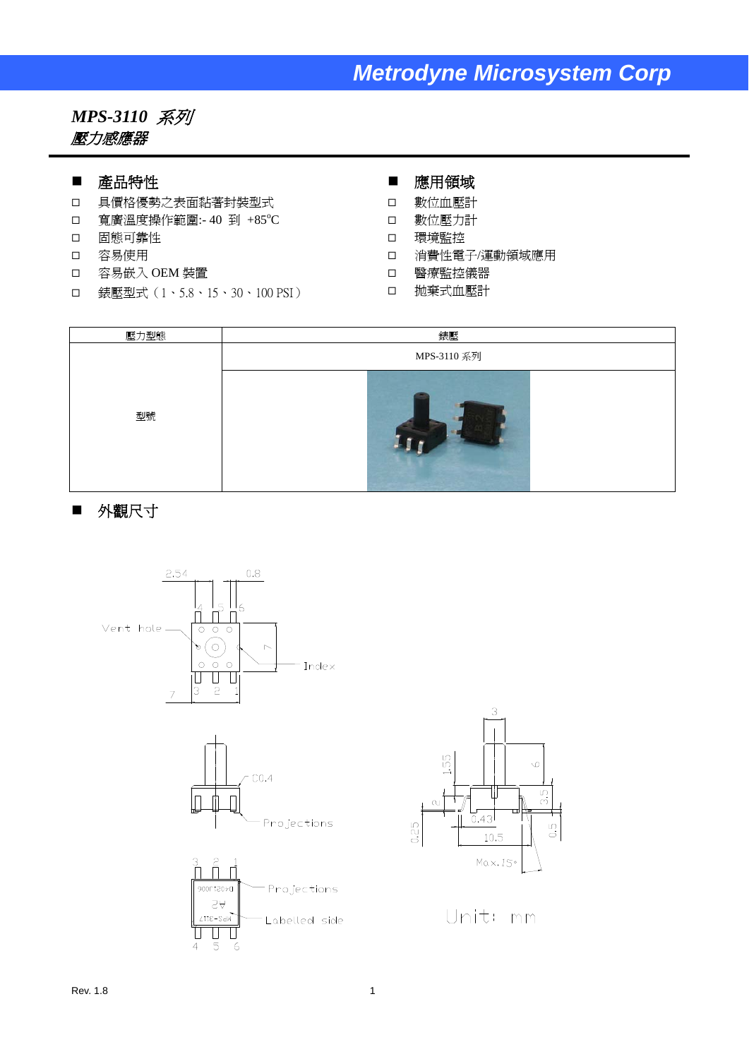# MPS-3110 系列
## 壓力感應器

### ■ 產品特性

- □ 具價格優勢之表面黏著封裝型式
- □ 寬廣溫度操作範圍:- 40 到 +85°C
- □ 固態可靠性
- □ 容易使用
- □ 容易嵌入 OEM 裝置
- □ 錶壓型式（1、5.8、15、30、100 PSI）

### ■ 應用領域

- □ 數位血壓計
- □ 數位壓力計
- □ 環境監控
- □ 消費性電子/運動領域應用
- □ 醫療監控儀器
- □ 拋棄式血壓計

| 壓力型態 | 錶壓 |
|---|---|
| 型號 | MPS-3110 系列 |

### ■ 外觀尺寸

Unit: mm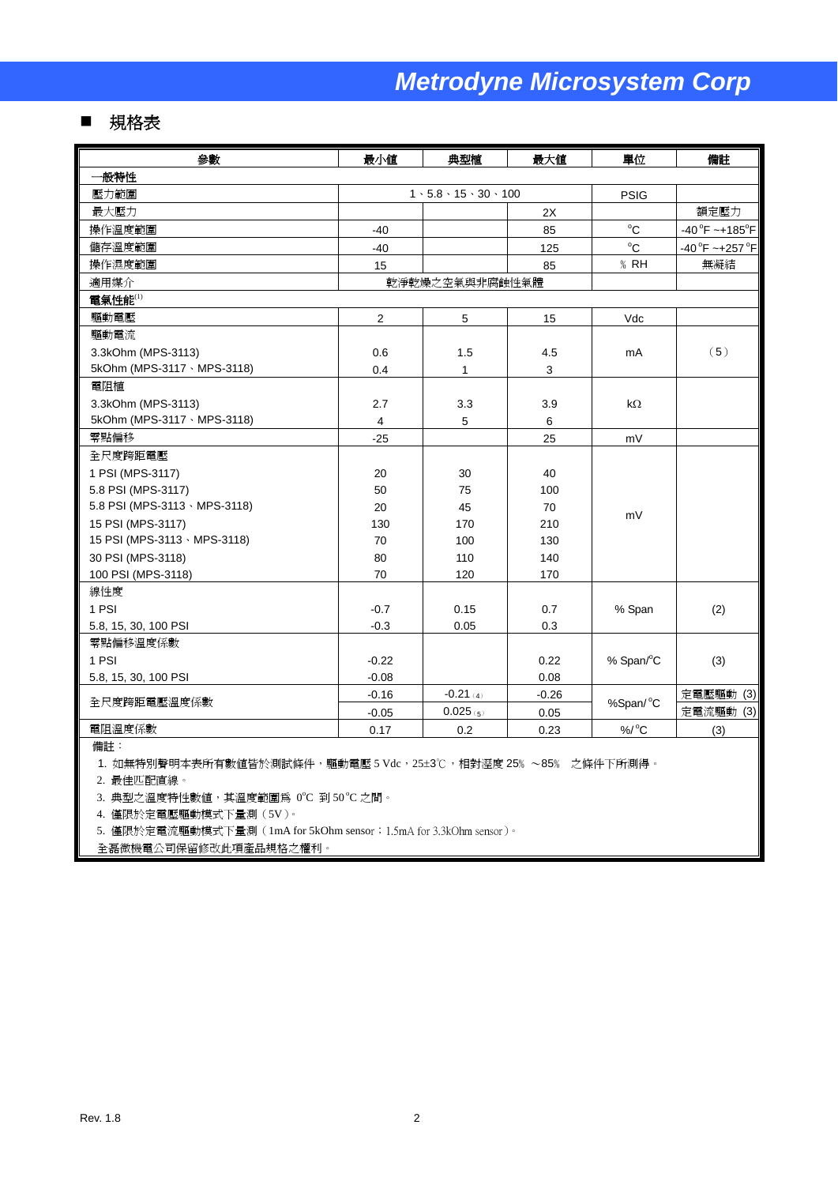## ■ 規格表

| 參數 | 最小值 | 典型值 | 最大值 | 單位 | 備註 |
|---|---|---|---|---|---|
| 一般特性 | | | | | |
| 壓力範圍 | 1、5.8、15、30、100 | | | PSIG | |
| 最大壓力 | | | 2X | | 額定壓力 |
| 操作溫度範圍 | -40 | | 85 | °C | -40°F ~+185°F |
| 儲存溫度範圍 | -40 | | 125 | °C | -40°F ~+257°F |
| 操作濕度範圍 | 15 | | 85 | % RH | 無凝結 |
| 適用媒介 | 乾淨乾燥之空氣與非腐蝕性氣體 | | | | |
| 電氣性能[1] | | | | | |
| 驅動電壓 | 2 | 5 | 15 | Vdc | |
| 驅動電流 | | | | | |
| 3.3kOhm (MPS-3113) | 0.6 | 1.5 | 4.5 | mA | (5) |
| 5kOhm (MPS-3117、MPS-3118) | 0.4 | 1 | 3 | mA | (5) |
| 電阻值 | | | | | |
| 3.3kOhm (MPS-3113) | 2.7 | 3.3 | 3.9 | kΩ | |
| 5kOhm (MPS-3117、MPS-3118) | 4 | 5 | 6 | kΩ | |
| 零點偏移 | -25 | | 25 | mV | |
| 全尺度跨距電壓 | | | | | |
| 1 PSI (MPS-3117) | 20 | 30 | 40 | mV | |
| 5.8 PSI (MPS-3117) | 50 | 75 | 100 | mV | |
| 5.8 PSI (MPS-3113、MPS-3118) | 20 | 45 | 70 | mV | |
| 15 PSI (MPS-3117) | 130 | 170 | 210 | mV | |
| 15 PSI (MPS-3113、MPS-3118) | 70 | 100 | 130 | mV | |
| 30 PSI (MPS-3118) | 80 | 110 | 140 | mV | |
| 100 PSI (MPS-3118) | 70 | 120 | 170 | mV | |
| 線性度 | | | | | |
| 1 PSI | -0.7 | 0.15 | 0.7 | % Span | (2) |
| 5.8, 15, 30, 100 PSI | -0.3 | 0.05 | 0.3 | % Span | (2) |
| 零點偏移溫度係數 | | | | | |
| 1 PSI | -0.22 | | 0.22 | % Span/°C | (3) |
| 5.8, 15, 30, 100 PSI | -0.08 | | 0.08 | % Span/°C | (3) |
| 全尺度跨距電壓溫度係數 | -0.16 | -0.21 (4) | -0.26 | %Span/°C | 定電壓驅動 (3) |
| | -0.05 | 0.025 (5) | 0.05 | %Span/°C | 定電流驅動 (3) |
| 電阻溫度係數 | 0.17 | 0.2 | 0.23 | %/°C | (3) |

備註：

1. 如無特別聲明本表所有數值皆於測試條件，驅動電壓 5 Vdc，25±3℃，相對溼度 25% ～85% 之條件下所測得。
2. 最佳匹配直線。
3. 典型之溫度特性數值，其溫度範圍爲 0°C 到 50°C 之間。
4. 僅限於定電壓驅動模式下量測（5V）。
5. 僅限於定電流驅動模式下量測（1mA for 5kOhm sensor；1.5mA for 3.3kOhm sensor）。

全嘉微機電公司保留修改此項產品規格之權利。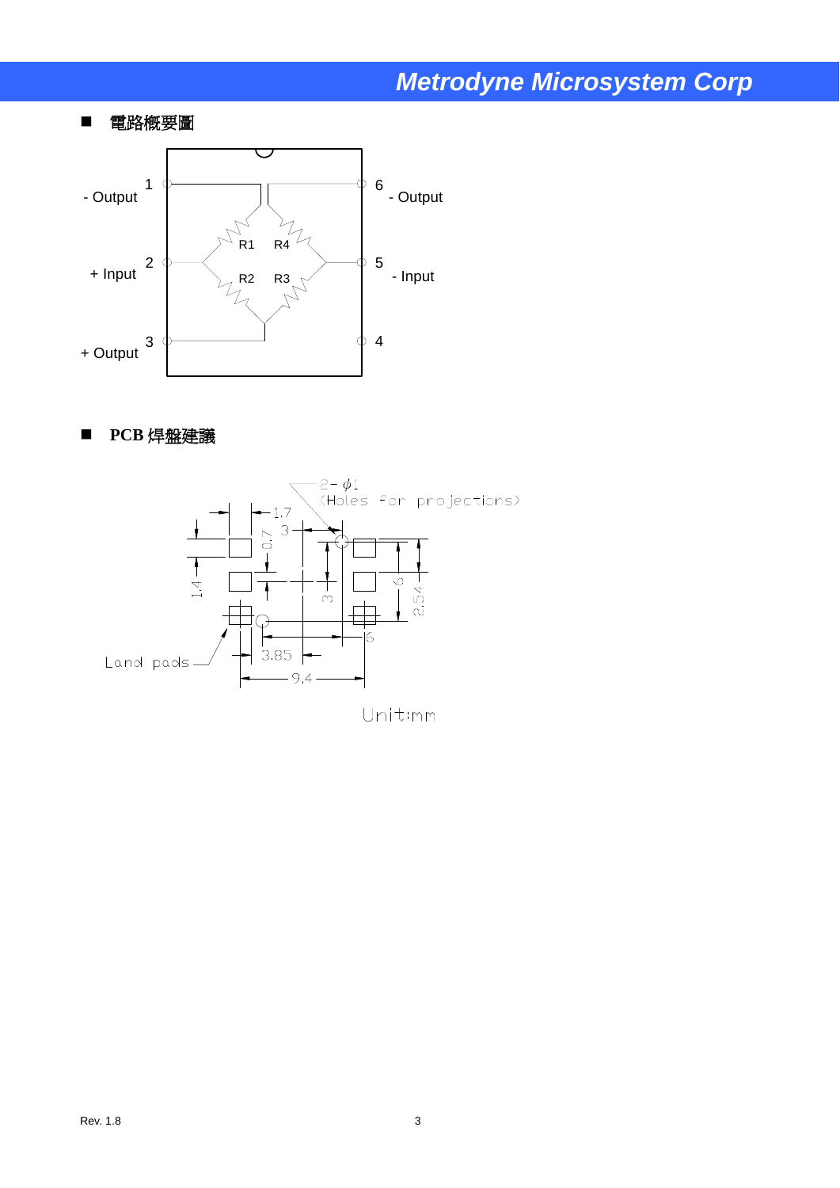## 電路概要圖

- Output 1
+ Input 2
+ Output 3
4
5 - Input
6 - Output

R1 R4 R2 R3

## PCB 焊盤建議

2- $\phi$1 (Holes for projections)

1.7, 3, 0.7, 1.4, 3, 6, 2.54, 6, 3.85, 9.4

Land pads

Unit:mm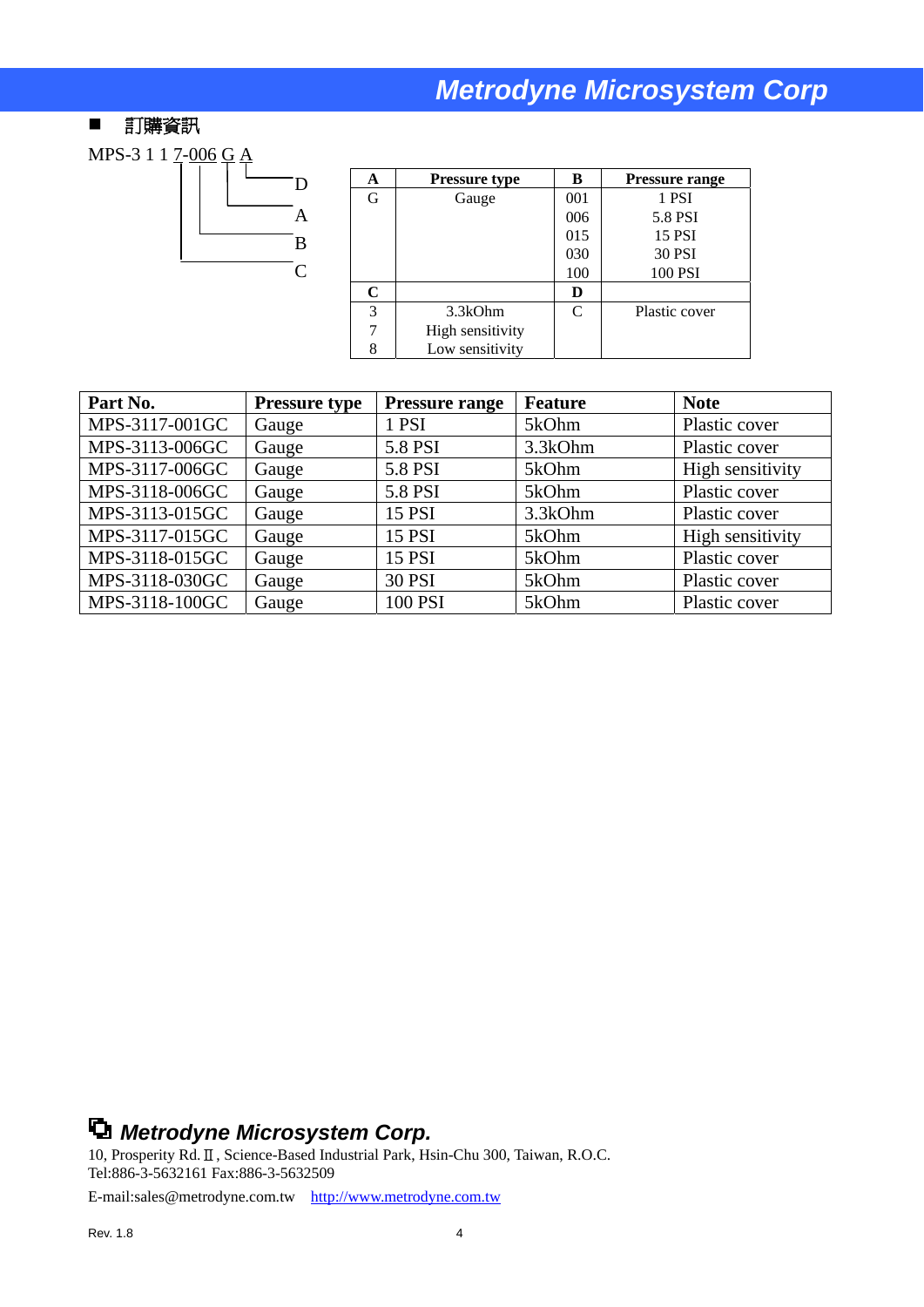## ■ 訂購資訊

MPS-3 1 1 7-006 G A

- D
- A
- B
- C

| A | Pressure type | B | Pressure range |
|---|---|---|---|
| G | Gauge | 001<br>006<br>015<br>030<br>100 | 1 PSI<br>5.8 PSI<br>15 PSI<br>30 PSI<br>100 PSI |
| **C** | | **D** | |
| 3<br>7<br>8 | 3.3kOhm<br>High sensitivity<br>Low sensitivity | C | Plastic cover |

| Part No. | Pressure type | Pressure range | Feature | Note |
|---|---|---|---|---|
| MPS-3117-001GC | Gauge | 1 PSI | 5kOhm | Plastic cover |
| MPS-3113-006GC | Gauge | 5.8 PSI | 3.3kOhm | Plastic cover |
| MPS-3117-006GC | Gauge | 5.8 PSI | 5kOhm | High sensitivity |
| MPS-3118-006GC | Gauge | 5.8 PSI | 5kOhm | Plastic cover |
| MPS-3113-015GC | Gauge | 15 PSI | 3.3kOhm | Plastic cover |
| MPS-3117-015GC | Gauge | 15 PSI | 5kOhm | High sensitivity |
| MPS-3118-015GC | Gauge | 15 PSI | 5kOhm | Plastic cover |
| MPS-3118-030GC | Gauge | 30 PSI | 5kOhm | Plastic cover |
| MPS-3118-100GC | Gauge | 100 PSI | 5kOhm | Plastic cover |

***Metrodyne Microsystem Corp.***

10, Prosperity Rd. II , Science-Based Industrial Park, Hsin-Chu 300, Taiwan, R.O.C.
Tel:886-3-5632161 Fax:886-3-5632509

E-mail:sales@metrodyne.com.tw  http://www.metrodyne.com.tw

Rev. 1.8